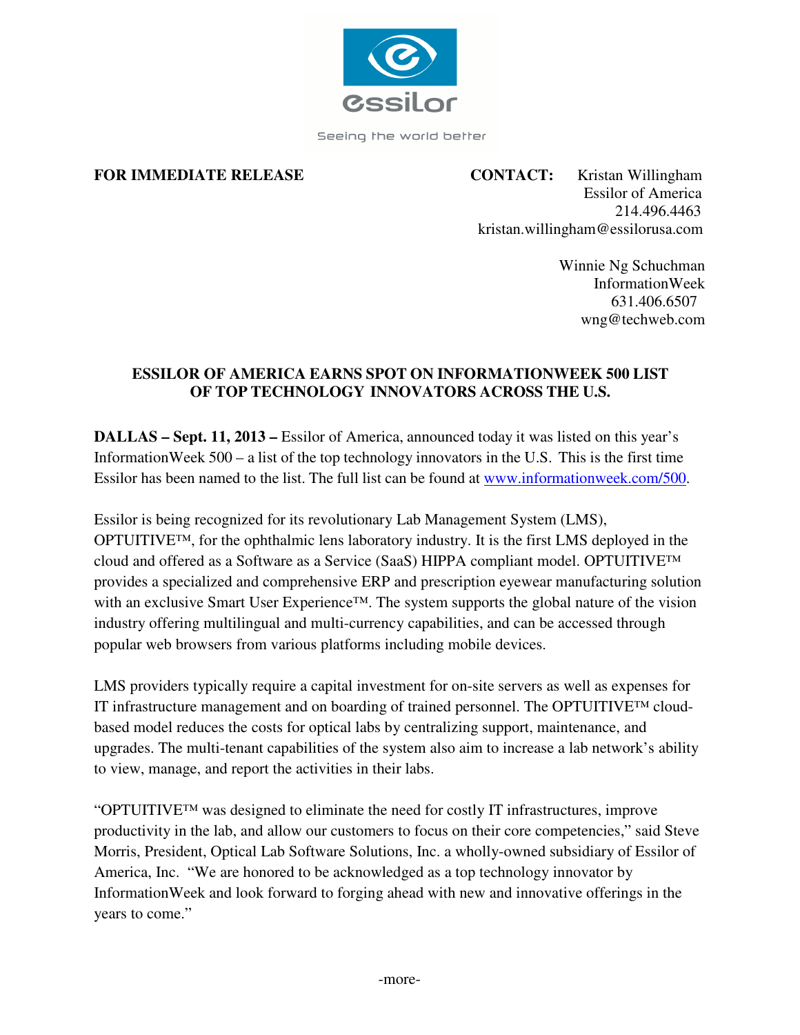essilor

Seeing the world better

**FOR IMMEDIATE RELEASE**

**CONTACT:** Kristan Willingham
Essilor of America
214.496.4463
kristan.willingham@essilorusa.com

Winnie Ng Schuchman
InformationWeek
631.406.6507
wng@techweb.com

## ESSILOR OF AMERICA EARNS SPOT ON INFORMATIONWEEK 500 LIST OF TOP TECHNOLOGY INNOVATORS ACROSS THE U.S.

**DALLAS – Sept. 11, 2013 –** Essilor of America, announced today it was listed on this year's InformationWeek 500 – a list of the top technology innovators in the U.S. This is the first time Essilor has been named to the list. The full list can be found at www.informationweek.com/500.

Essilor is being recognized for its revolutionary Lab Management System (LMS), OPTUITIVE™, for the ophthalmic lens laboratory industry. It is the first LMS deployed in the cloud and offered as a Software as a Service (SaaS) HIPPA compliant model. OPTUITIVE™ provides a specialized and comprehensive ERP and prescription eyewear manufacturing solution with an exclusive Smart User Experience™. The system supports the global nature of the vision industry offering multilingual and multi-currency capabilities, and can be accessed through popular web browsers from various platforms including mobile devices.

LMS providers typically require a capital investment for on-site servers as well as expenses for IT infrastructure management and on boarding of trained personnel. The OPTUITIVE™ cloud-based model reduces the costs for optical labs by centralizing support, maintenance, and upgrades. The multi-tenant capabilities of the system also aim to increase a lab network's ability to view, manage, and report the activities in their labs.

"OPTUITIVE™ was designed to eliminate the need for costly IT infrastructures, improve productivity in the lab, and allow our customers to focus on their core competencies," said Steve Morris, President, Optical Lab Software Solutions, Inc. a wholly-owned subsidiary of Essilor of America, Inc. "We are honored to be acknowledged as a top technology innovator by InformationWeek and look forward to forging ahead with new and innovative offerings in the years to come."

-more-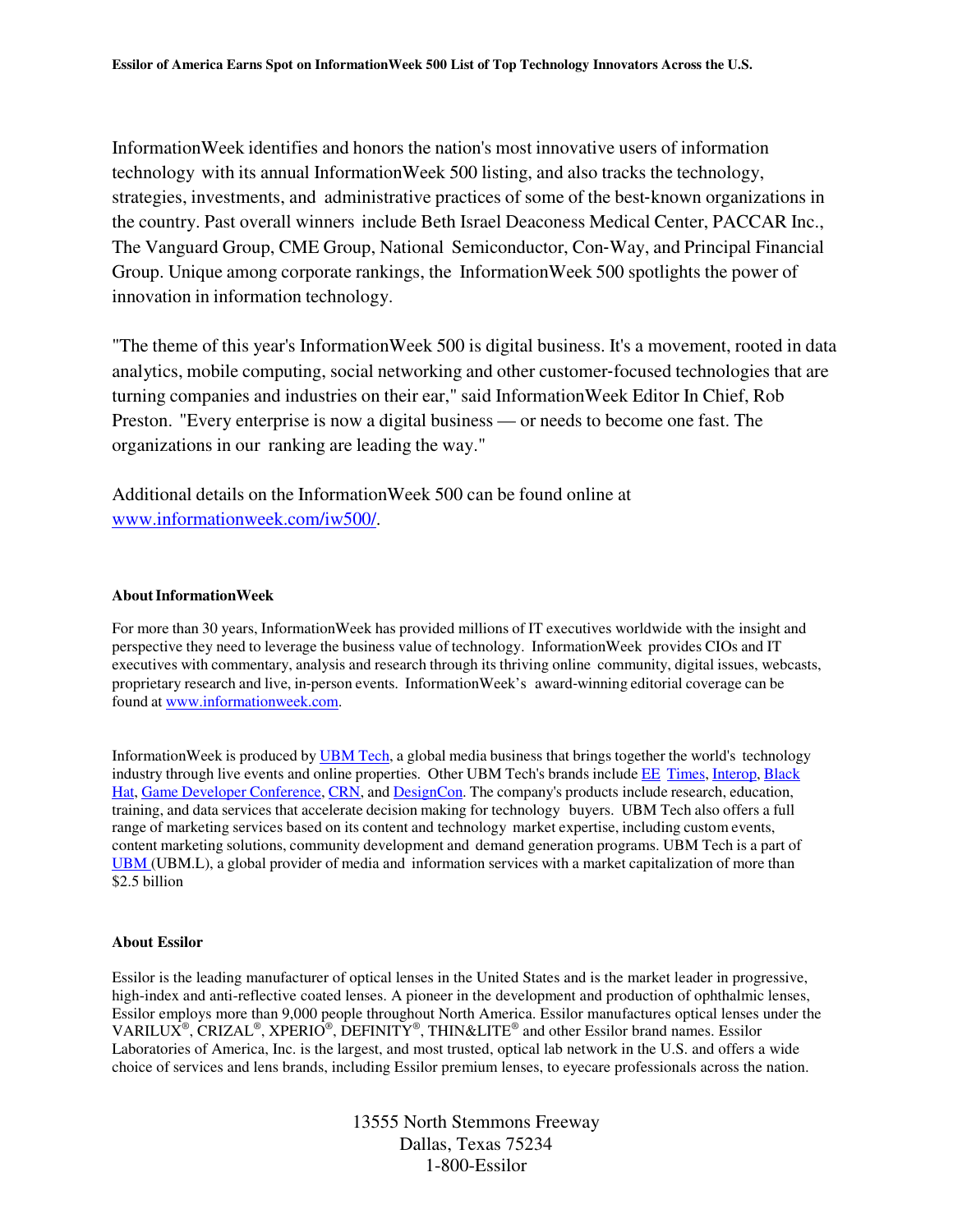InformationWeek identifies and honors the nation's most innovative users of information technology with its annual InformationWeek 500 listing, and also tracks the technology, strategies, investments, and administrative practices of some of the best-known organizations in the country. Past overall winners include Beth Israel Deaconess Medical Center, PACCAR Inc., The Vanguard Group, CME Group, National Semiconductor, Con-Way, and Principal Financial Group. Unique among corporate rankings, the InformationWeek 500 spotlights the power of innovation in information technology.

"The theme of this year's InformationWeek 500 is digital business. It's a movement, rooted in data analytics, mobile computing, social networking and other customer-focused technologies that are turning companies and industries on their ear," said InformationWeek Editor In Chief, Rob Preston. "Every enterprise is now a digital business — or needs to become one fast. The organizations in our ranking are leading the way."

Additional details on the InformationWeek 500 can be found online at [www.informationweek.com/iw500/](www.informationweek.com/iw500/).

**About InformationWeek**

For more than 30 years, InformationWeek has provided millions of IT executives worldwide with the insight and perspective they need to leverage the business value of technology. InformationWeek provides CIOs and IT executives with commentary, analysis and research through its thriving online community, digital issues, webcasts, proprietary research and live, in-person events. InformationWeek's award-winning editorial coverage can be found at [www.informationweek.com](www.informationweek.com).

InformationWeek is produced by UBM Tech, a global media business that brings together the world's technology industry through live events and online properties. Other UBM Tech's brands include EE Times, Interop, Black Hat, Game Developer Conference, CRN, and DesignCon. The company's products include research, education, training, and data services that accelerate decision making for technology buyers. UBM Tech also offers a full range of marketing services based on its content and technology market expertise, including custom events, content marketing solutions, community development and demand generation programs. UBM Tech is a part of UBM (UBM.L), a global provider of media and information services with a market capitalization of more than $2.5 billion

**About Essilor**

Essilor is the leading manufacturer of optical lenses in the United States and is the market leader in progressive, high-index and anti-reflective coated lenses. A pioneer in the development and production of ophthalmic lenses, Essilor employs more than 9,000 people throughout North America. Essilor manufactures optical lenses under the VARILUX®, CRIZAL®, XPERIO®, DEFINITY®, THIN&LITE® and other Essilor brand names. Essilor Laboratories of America, Inc. is the largest, and most trusted, optical lab network in the U.S. and offers a wide choice of services and lens brands, including Essilor premium lenses, to eyecare professionals across the nation.

13555 North Stemmons Freeway
Dallas, Texas 75234
1-800-Essilor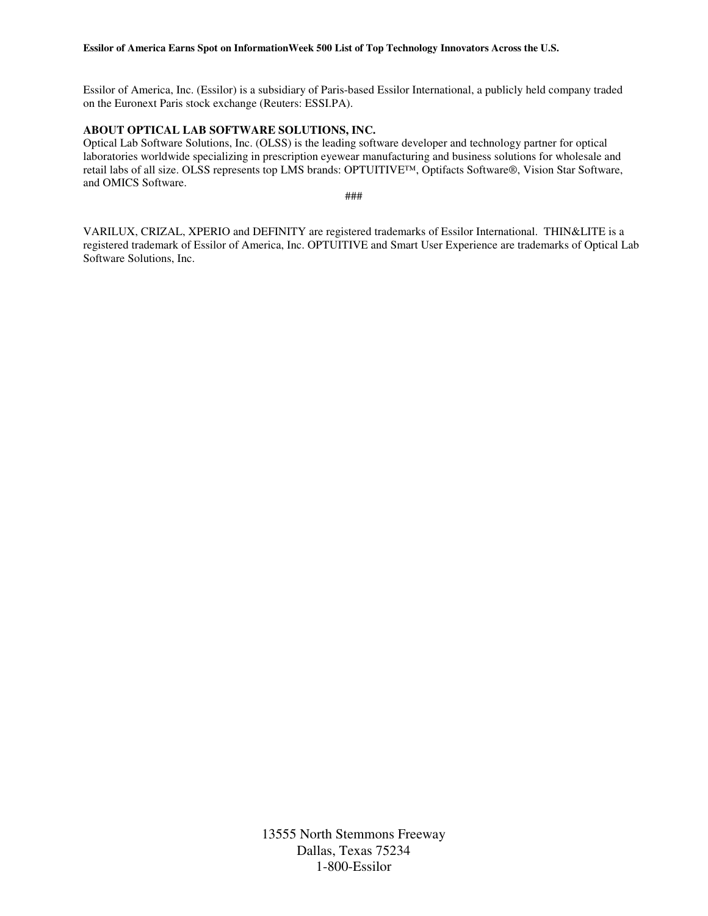Essilor of America, Inc. (Essilor) is a subsidiary of Paris-based Essilor International, a publicly held company traded on the Euronext Paris stock exchange (Reuters: ESSI.PA).

**ABOUT OPTICAL LAB SOFTWARE SOLUTIONS, INC.**

Optical Lab Software Solutions, Inc. (OLSS) is the leading software developer and technology partner for optical laboratories worldwide specializing in prescription eyewear manufacturing and business solutions for wholesale and retail labs of all size. OLSS represents top LMS brands: OPTUITIVE™, Optifacts Software®, Vision Star Software, and OMICS Software.

###

VARILUX, CRIZAL, XPERIO and DEFINITY are registered trademarks of Essilor International. THIN&LITE is a registered trademark of Essilor of America, Inc. OPTUITIVE and Smart User Experience are trademarks of Optical Lab Software Solutions, Inc.

13555 North Stemmons Freeway
Dallas, Texas 75234
1-800-Essilor